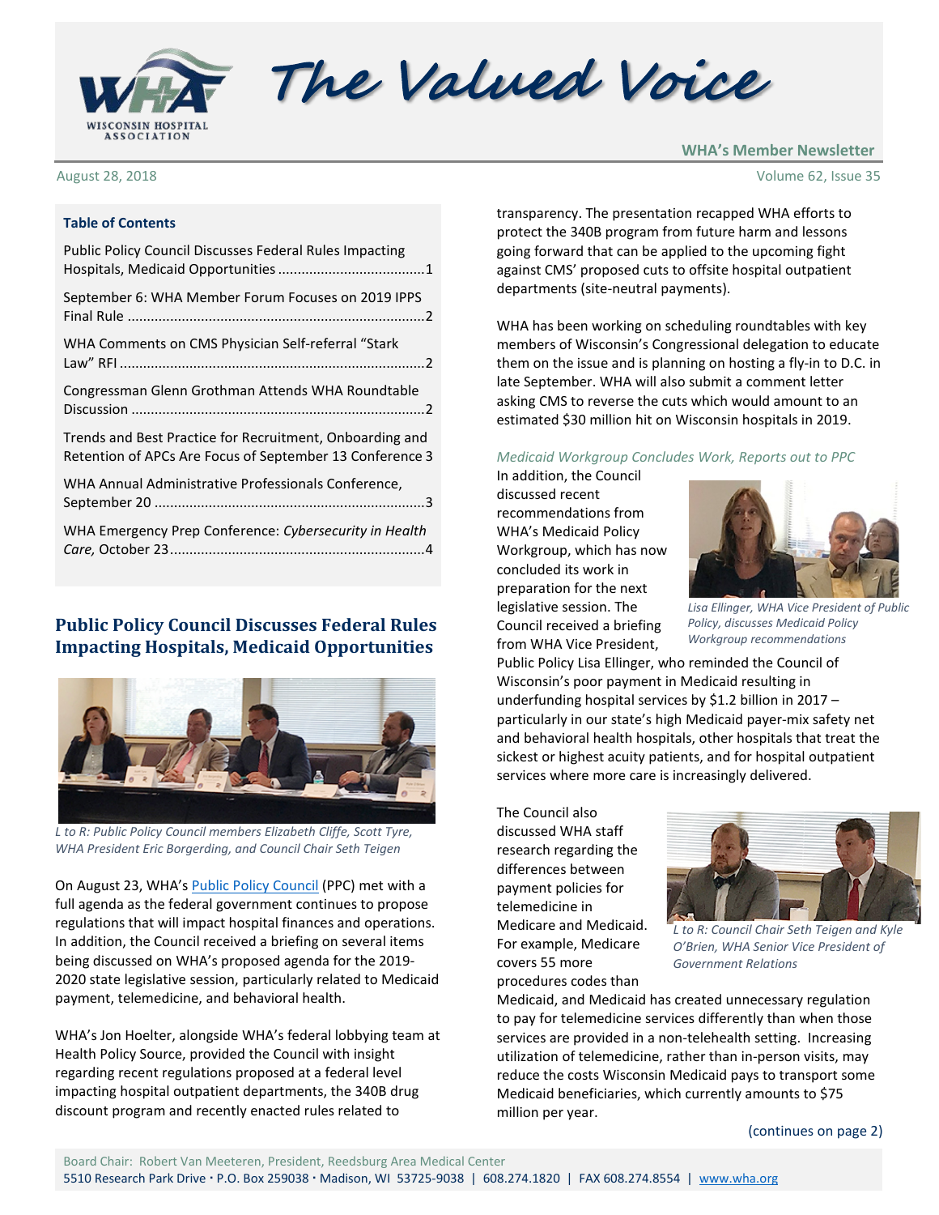# The Valued Voice

**WHA's Member Newsletter**

August 28, 2018

### Table of Contents

- Public Policy Council Discusses Federal Rules Impacting Hospitals, Medicaid Opportunities ......1
- September 6: WHA Member Forum Focuses on 2019 IPPS Final Rule ......2
- WHA Comments on CMS Physician Self-referral "Stark Law" RFI ......2
- Congressman Glenn Grothman Attends WHA Roundtable Discussion ......2
- Trends and Best Practice for Recruitment, Onboarding and Retention of APCs Are Focus of September 13 Conference 3
- WHA Annual Administrative Professionals Conference, September 20 ......3
- WHA Emergency Prep Conference: *Cybersecurity in Health Care,* October 23 ......4

## Public Policy Council Discusses Federal Rules Impacting Hospitals, Medicaid Opportunities

*L to R: Public Policy Council members Elizabeth Cliffe, Scott Tyre, WHA President Eric Borgerding, and Council Chair Seth Teigen*

On August 23, WHA's Public Policy Council (PPC) met with a full agenda as the federal government continues to propose regulations that will impact hospital finances and operations. In addition, the Council received a briefing on several items being discussed on WHA's proposed agenda for the 2019-2020 state legislative session, particularly related to Medicaid payment, telemedicine, and behavioral health.

WHA's Jon Hoelter, alongside WHA's federal lobbying team at Health Policy Source, provided the Council with insight regarding recent regulations proposed at a federal level impacting hospital outpatient departments, the 340B drug discount program and recently enacted rules related to transparency. The presentation recapped WHA efforts to protect the 340B program from future harm and lessons going forward that can be applied to the upcoming fight against CMS' proposed cuts to offsite hospital outpatient departments (site-neutral payments).

WHA has been working on scheduling roundtables with key members of Wisconsin's Congressional delegation to educate them on the issue and is planning on hosting a fly-in to D.C. in late September. WHA will also submit a comment letter asking CMS to reverse the cuts which would amount to an estimated $30 million hit on Wisconsin hospitals in 2019.

*Medicaid Workgroup Concludes Work, Reports out to PPC*

In addition, the Council discussed recent recommendations from WHA's Medicaid Policy Workgroup, which has now concluded its work in preparation for the next legislative session. The Council received a briefing from WHA Vice President, Public Policy Lisa Ellinger, who reminded the Council of Wisconsin's poor payment in Medicaid resulting in underfunding hospital services by $1.2 billion in 2017 – particularly in our state's high Medicaid payer-mix safety net and behavioral health hospitals, other hospitals that treat the sickest or highest acuity patients, and for hospital outpatient services where more care is increasingly delivered.

*Lisa Ellinger, WHA Vice President of Public Policy, discusses Medicaid Policy Workgroup recommendations*

The Council also discussed WHA staff research regarding the differences between payment policies for telemedicine in Medicare and Medicaid. For example, Medicare covers 55 more procedures codes than Medicaid, and Medicaid has created unnecessary regulation to pay for telemedicine services differently than when those services are provided in a non-telehealth setting. Increasing utilization of telemedicine, rather than in-person visits, may reduce the costs Wisconsin Medicaid pays to transport some Medicaid beneficiaries, which currently amounts to $75 million per year.

*L to R: Council Chair Seth Teigen and Kyle O'Brien, WHA Senior Vice President of Government Relations*

(continues on page 2)

Board Chair: Robert Van Meeteren, President, Reedsburg Area Medical Center
5510 Research Park Drive · P.O. Box 259038 · Madison, WI 53725-9038 | 608.274.1820 | FAX 608.274.8554 | www.wha.org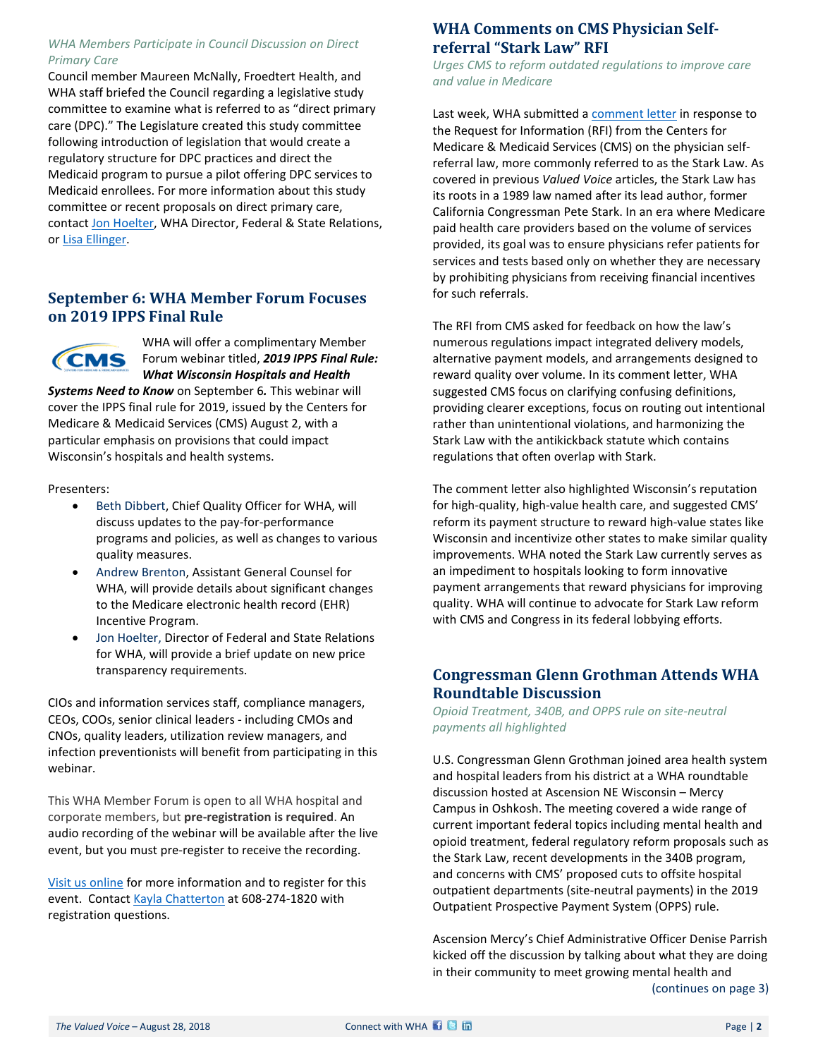*WHA Members Participate in Council Discussion on Direct Primary Care*

Council member Maureen McNally, Froedtert Health, and WHA staff briefed the Council regarding a legislative study committee to examine what is referred to as "direct primary care (DPC)." The Legislature created this study committee following introduction of legislation that would create a regulatory structure for DPC practices and direct the Medicaid program to pursue a pilot offering DPC services to Medicaid enrollees. For more information about this study committee or recent proposals on direct primary care, contact Jon Hoelter, WHA Director, Federal & State Relations, or Lisa Ellinger.

## September 6: WHA Member Forum Focuses on 2019 IPPS Final Rule

WHA will offer a complimentary Member Forum webinar titled, ***2019 IPPS Final Rule: What Wisconsin Hospitals and Health Systems Need to Know*** on September 6**.** This webinar will cover the IPPS final rule for 2019, issued by the Centers for Medicare & Medicaid Services (CMS) August 2, with a particular emphasis on provisions that could impact Wisconsin's hospitals and health systems.

Presenters:

- Beth Dibbert, Chief Quality Officer for WHA, will discuss updates to the pay-for-performance programs and policies, as well as changes to various quality measures.
- Andrew Brenton, Assistant General Counsel for WHA, will provide details about significant changes to the Medicare electronic health record (EHR) Incentive Program.
- Jon Hoelter, Director of Federal and State Relations for WHA, will provide a brief update on new price transparency requirements.

CIOs and information services staff, compliance managers, CEOs, COOs, senior clinical leaders - including CMOs and CNOs, quality leaders, utilization review managers, and infection preventionists will benefit from participating in this webinar.

This WHA Member Forum is open to all WHA hospital and corporate members, but **pre-registration is required**. An audio recording of the webinar will be available after the live event, but you must pre-register to receive the recording.

Visit us online for more information and to register for this event. Contact Kayla Chatterton at 608-274-1820 with registration questions.

## WHA Comments on CMS Physician Self-referral "Stark Law" RFI

*Urges CMS to reform outdated regulations to improve care and value in Medicare*

Last week, WHA submitted a comment letter in response to the Request for Information (RFI) from the Centers for Medicare & Medicaid Services (CMS) on the physician self-referral law, more commonly referred to as the Stark Law. As covered in previous *Valued Voice* articles, the Stark Law has its roots in a 1989 law named after its lead author, former California Congressman Pete Stark. In an era where Medicare paid health care providers based on the volume of services provided, its goal was to ensure physicians refer patients for services and tests based only on whether they are necessary by prohibiting physicians from receiving financial incentives for such referrals.

The RFI from CMS asked for feedback on how the law's numerous regulations impact integrated delivery models, alternative payment models, and arrangements designed to reward quality over volume. In its comment letter, WHA suggested CMS focus on clarifying confusing definitions, providing clearer exceptions, focus on routing out intentional rather than unintentional violations, and harmonizing the Stark Law with the antikickback statute which contains regulations that often overlap with Stark.

The comment letter also highlighted Wisconsin's reputation for high-quality, high-value health care, and suggested CMS' reform its payment structure to reward high-value states like Wisconsin and incentivize other states to make similar quality improvements. WHA noted the Stark Law currently serves as an impediment to hospitals looking to form innovative payment arrangements that reward physicians for improving quality. WHA will continue to advocate for Stark Law reform with CMS and Congress in its federal lobbying efforts.

## Congressman Glenn Grothman Attends WHA Roundtable Discussion

*Opioid Treatment, 340B, and OPPS rule on site-neutral payments all highlighted*

U.S. Congressman Glenn Grothman joined area health system and hospital leaders from his district at a WHA roundtable discussion hosted at Ascension NE Wisconsin – Mercy Campus in Oshkosh. The meeting covered a wide range of current important federal topics including mental health and opioid treatment, federal regulatory reform proposals such as the Stark Law, recent developments in the 340B program, and concerns with CMS' proposed cuts to offsite hospital outpatient departments (site-neutral payments) in the 2019 Outpatient Prospective Payment System (OPPS) rule.

Ascension Mercy's Chief Administrative Officer Denise Parrish kicked off the discussion by talking about what they are doing in their community to meet growing mental health and

(continues on page 3)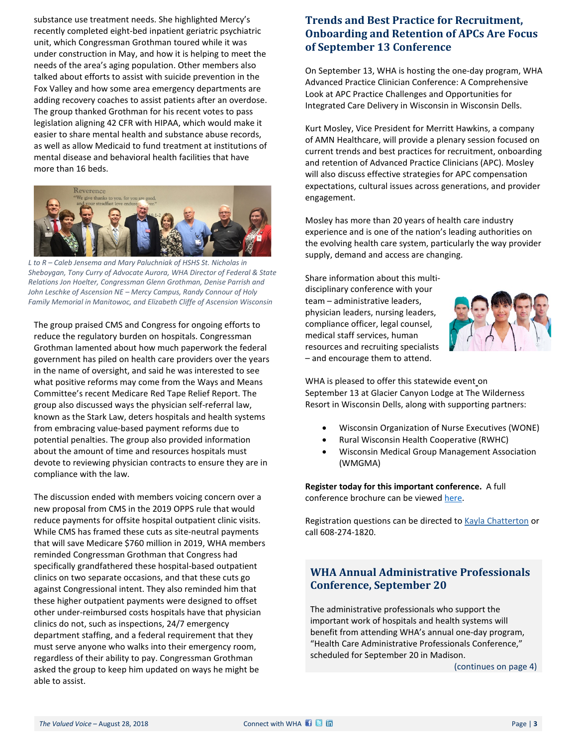substance use treatment needs. She highlighted Mercy's recently completed eight-bed inpatient geriatric psychiatric unit, which Congressman Grothman toured while it was under construction in May, and how it is helping to meet the needs of the area's aging population. Other members also talked about efforts to assist with suicide prevention in the Fox Valley and how some area emergency departments are adding recovery coaches to assist patients after an overdose. The group thanked Grothman for his recent votes to pass legislation aligning 42 CFR with HIPAA, which would make it easier to share mental health and substance abuse records, as well as allow Medicaid to fund treatment at institutions of mental disease and behavioral health facilities that have more than 16 beds.

*L to R – Caleb Jensema and Mary Paluchniak of HSHS St. Nicholas in Sheboygan, Tony Curry of Advocate Aurora, WHA Director of Federal & State Relations Jon Hoelter, Congressman Glenn Grothman, Denise Parrish and John Leschke of Ascension NE – Mercy Campus, Randy Connour of Holy Family Memorial in Manitowoc, and Elizabeth Cliffe of Ascension Wisconsin*

The group praised CMS and Congress for ongoing efforts to reduce the regulatory burden on hospitals. Congressman Grothman lamented about how much paperwork the federal government has piled on health care providers over the years in the name of oversight, and said he was interested to see what positive reforms may come from the Ways and Means Committee's recent Medicare Red Tape Relief Report. The group also discussed ways the physician self-referral law, known as the Stark Law, deters hospitals and health systems from embracing value-based payment reforms due to potential penalties. The group also provided information about the amount of time and resources hospitals must devote to reviewing physician contracts to ensure they are in compliance with the law.

The discussion ended with members voicing concern over a new proposal from CMS in the 2019 OPPS rule that would reduce payments for offsite hospital outpatient clinic visits. While CMS has framed these cuts as site-neutral payments that will save Medicare $760 million in 2019, WHA members reminded Congressman Grothman that Congress had specifically grandfathered these hospital-based outpatient clinics on two separate occasions, and that these cuts go against Congressional intent. They also reminded him that these higher outpatient payments were designed to offset other under-reimbursed costs hospitals have that physician clinics do not, such as inspections, 24/7 emergency department staffing, and a federal requirement that they must serve anyone who walks into their emergency room, regardless of their ability to pay. Congressman Grothman asked the group to keep him updated on ways he might be able to assist.

## Trends and Best Practice for Recruitment, Onboarding and Retention of APCs Are Focus of September 13 Conference

On September 13, WHA is hosting the one-day program, WHA Advanced Practice Clinician Conference: A Comprehensive Look at APC Practice Challenges and Opportunities for Integrated Care Delivery in Wisconsin in Wisconsin Dells.

Kurt Mosley, Vice President for Merritt Hawkins, a company of AMN Healthcare, will provide a plenary session focused on current trends and best practices for recruitment, onboarding and retention of Advanced Practice Clinicians (APC). Mosley will also discuss effective strategies for APC compensation expectations, cultural issues across generations, and provider engagement.

Mosley has more than 20 years of health care industry experience and is one of the nation's leading authorities on the evolving health care system, particularly the way provider supply, demand and access are changing.

Share information about this multi-disciplinary conference with your team – administrative leaders, physician leaders, nursing leaders, compliance officer, legal counsel, medical staff services, human resources and recruiting specialists – and encourage them to attend.

WHA is pleased to offer this statewide event on September 13 at Glacier Canyon Lodge at The Wilderness Resort in Wisconsin Dells, along with supporting partners:

- Wisconsin Organization of Nurse Executives (WONE)
- Rural Wisconsin Health Cooperative (RWHC)
- Wisconsin Medical Group Management Association (WMGMA)

**Register today for this important conference.** A full conference brochure can be viewed here.

Registration questions can be directed to Kayla Chatterton or call 608-274-1820.

## WHA Annual Administrative Professionals Conference, September 20

The administrative professionals who support the important work of hospitals and health systems will benefit from attending WHA's annual one-day program, "Health Care Administrative Professionals Conference," scheduled for September 20 in Madison.

(continues on page 4)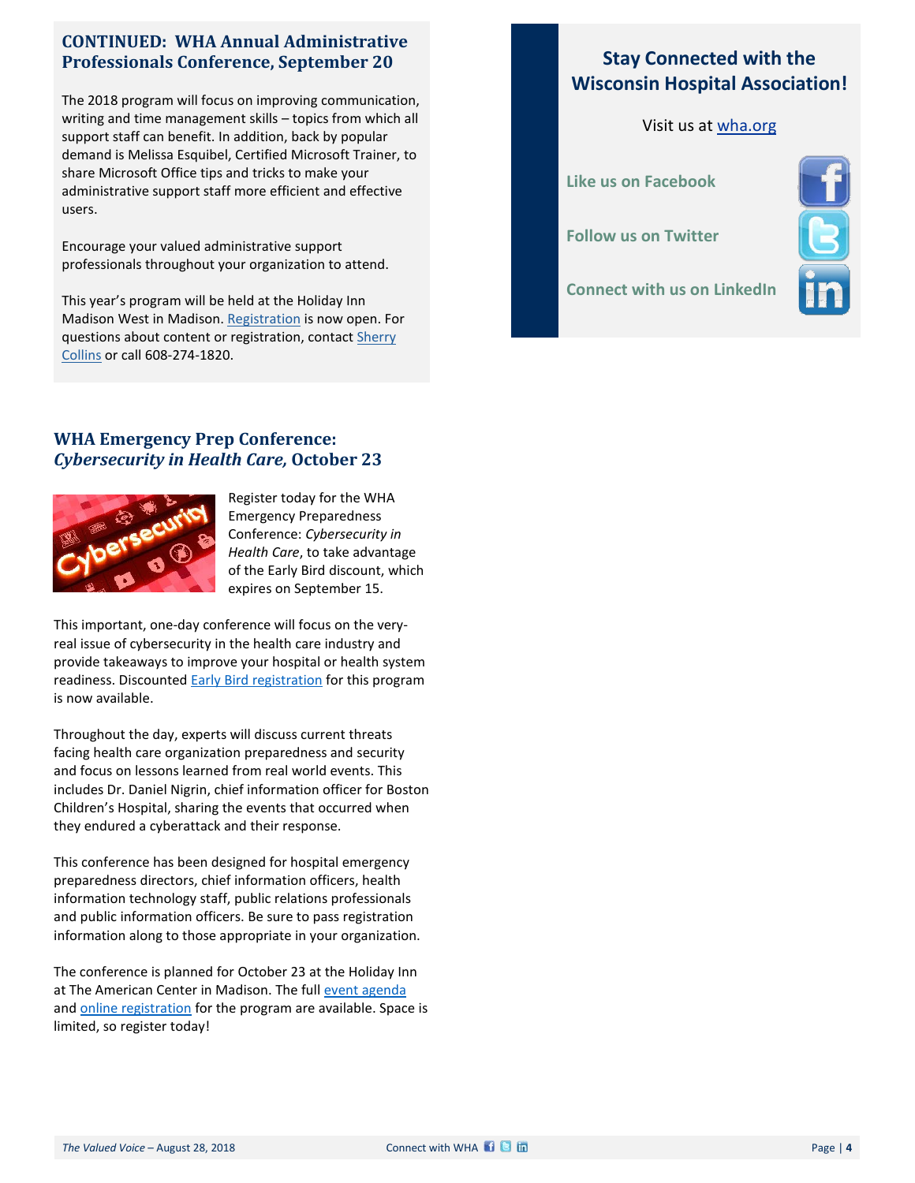## CONTINUED: WHA Annual Administrative Professionals Conference, September 20

The 2018 program will focus on improving communication, writing and time management skills – topics from which all support staff can benefit. In addition, back by popular demand is Melissa Esquibel, Certified Microsoft Trainer, to share Microsoft Office tips and tricks to make your administrative support staff more efficient and effective users.

Encourage your valued administrative support professionals throughout your organization to attend.

This year's program will be held at the Holiday Inn Madison West in Madison. Registration is now open. For questions about content or registration, contact Sherry Collins or call 608-274-1820.

## WHA Emergency Prep Conference: *Cybersecurity in Health Care,* October 23

Register today for the WHA Emergency Preparedness Conference: *Cybersecurity in Health Care*, to take advantage of the Early Bird discount, which expires on September 15.

This important, one-day conference will focus on the very-real issue of cybersecurity in the health care industry and provide takeaways to improve your hospital or health system readiness. Discounted Early Bird registration for this program is now available.

Throughout the day, experts will discuss current threats facing health care organization preparedness and security and focus on lessons learned from real world events. This includes Dr. Daniel Nigrin, chief information officer for Boston Children's Hospital, sharing the events that occurred when they endured a cyberattack and their response.

This conference has been designed for hospital emergency preparedness directors, chief information officers, health information technology staff, public relations professionals and public information officers. Be sure to pass registration information along to those appropriate in your organization.

The conference is planned for October 23 at the Holiday Inn at The American Center in Madison. The full event agenda and online registration for the program are available. Space is limited, so register today!

## Stay Connected with the Wisconsin Hospital Association!

Visit us at wha.org

**Like us on Facebook**

**Follow us on Twitter**

**Connect with us on LinkedIn**